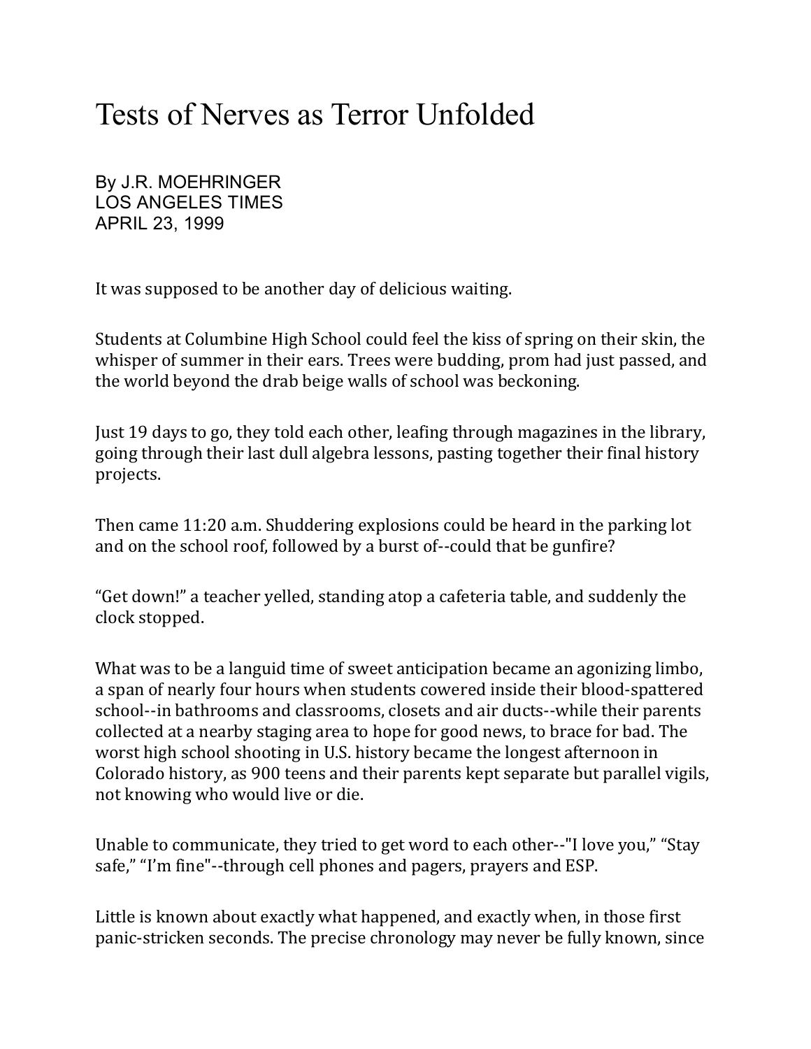# Tests of Nerves as Terror Unfolded

By J.R. MOEHRINGER
LOS ANGELES TIMES
APRIL 23, 1999

It was supposed to be another day of delicious waiting.

Students at Columbine High School could feel the kiss of spring on their skin, the whisper of summer in their ears. Trees were budding, prom had just passed, and the world beyond the drab beige walls of school was beckoning.

Just 19 days to go, they told each other, leafing through magazines in the library, going through their last dull algebra lessons, pasting together their final history projects.

Then came 11:20 a.m. Shuddering explosions could be heard in the parking lot and on the school roof, followed by a burst of--could that be gunfire?

"Get down!" a teacher yelled, standing atop a cafeteria table, and suddenly the clock stopped.

What was to be a languid time of sweet anticipation became an agonizing limbo, a span of nearly four hours when students cowered inside their blood-spattered school--in bathrooms and classrooms, closets and air ducts--while their parents collected at a nearby staging area to hope for good news, to brace for bad. The worst high school shooting in U.S. history became the longest afternoon in Colorado history, as 900 teens and their parents kept separate but parallel vigils, not knowing who would live or die.

Unable to communicate, they tried to get word to each other--"I love you," "Stay safe," "I'm fine"--through cell phones and pagers, prayers and ESP.

Little is known about exactly what happened, and exactly when, in those first panic-stricken seconds. The precise chronology may never be fully known, since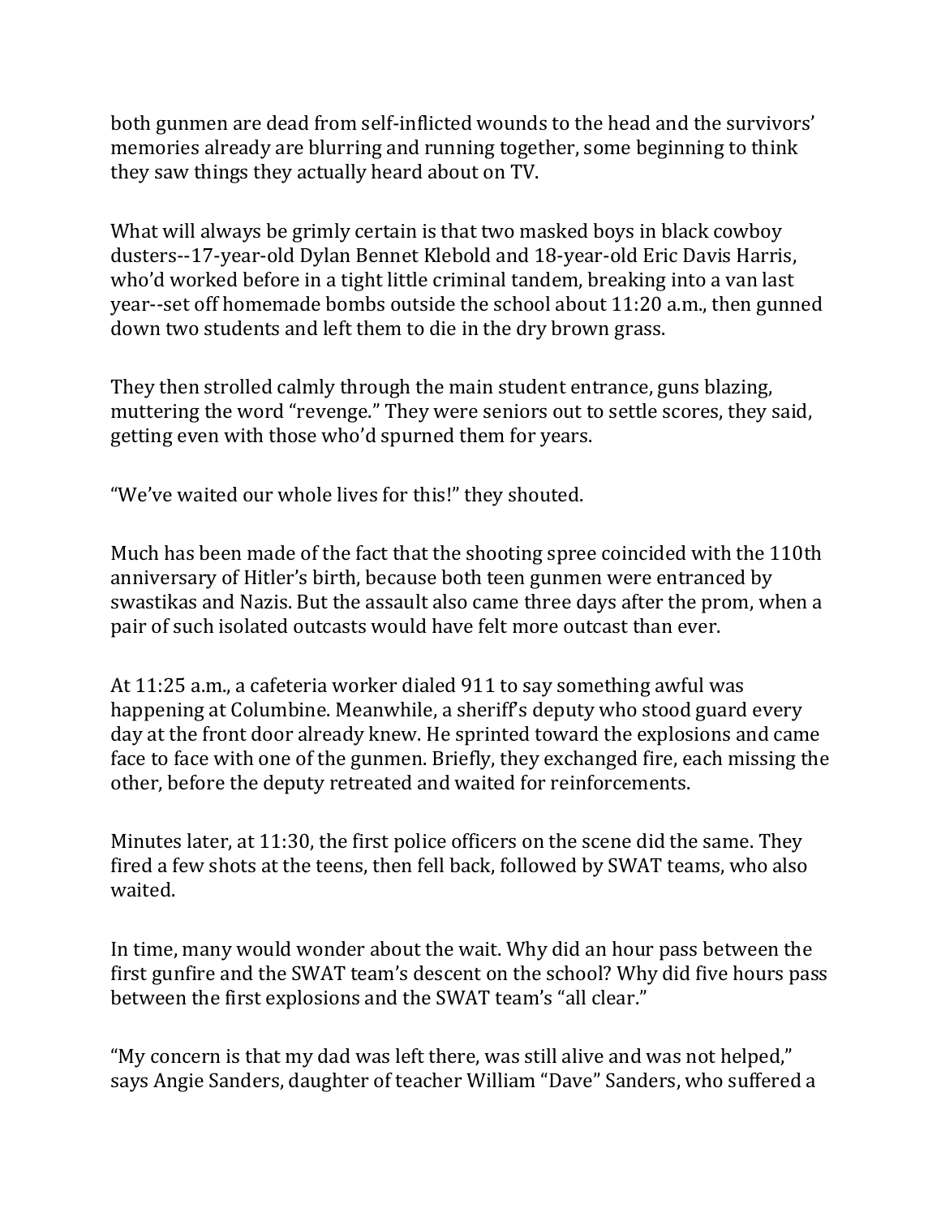both gunmen are dead from self-inflicted wounds to the head and the survivors' memories already are blurring and running together, some beginning to think they saw things they actually heard about on TV.

What will always be grimly certain is that two masked boys in black cowboy dusters--17-year-old Dylan Bennet Klebold and 18-year-old Eric Davis Harris, who'd worked before in a tight little criminal tandem, breaking into a van last year--set off homemade bombs outside the school about 11:20 a.m., then gunned down two students and left them to die in the dry brown grass.

They then strolled calmly through the main student entrance, guns blazing, muttering the word "revenge." They were seniors out to settle scores, they said, getting even with those who'd spurned them for years.

"We've waited our whole lives for this!" they shouted.

Much has been made of the fact that the shooting spree coincided with the 110th anniversary of Hitler's birth, because both teen gunmen were entranced by swastikas and Nazis. But the assault also came three days after the prom, when a pair of such isolated outcasts would have felt more outcast than ever.

At 11:25 a.m., a cafeteria worker dialed 911 to say something awful was happening at Columbine. Meanwhile, a sheriff's deputy who stood guard every day at the front door already knew. He sprinted toward the explosions and came face to face with one of the gunmen. Briefly, they exchanged fire, each missing the other, before the deputy retreated and waited for reinforcements.

Minutes later, at 11:30, the first police officers on the scene did the same. They fired a few shots at the teens, then fell back, followed by SWAT teams, who also waited.

In time, many would wonder about the wait. Why did an hour pass between the first gunfire and the SWAT team's descent on the school? Why did five hours pass between the first explosions and the SWAT team's "all clear."

"My concern is that my dad was left there, was still alive and was not helped," says Angie Sanders, daughter of teacher William "Dave" Sanders, who suffered a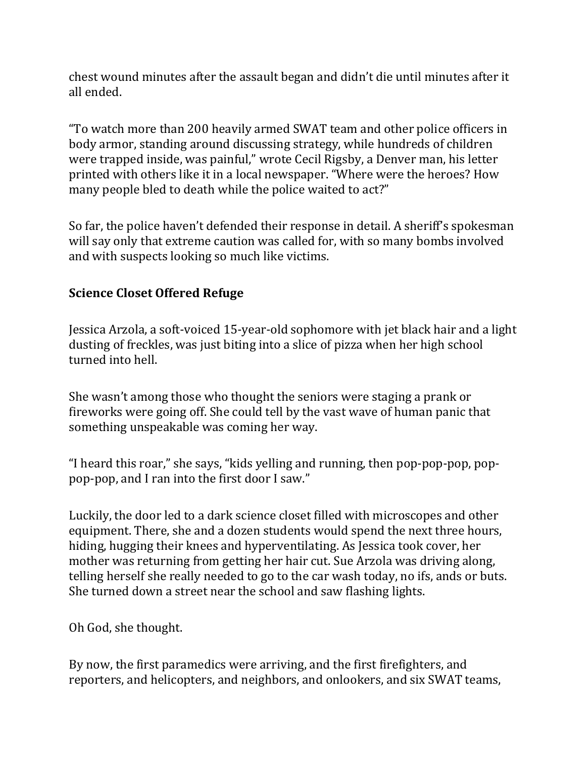chest wound minutes after the assault began and didn't die until minutes after it all ended.

"To watch more than 200 heavily armed SWAT team and other police officers in body armor, standing around discussing strategy, while hundreds of children were trapped inside, was painful," wrote Cecil Rigsby, a Denver man, his letter printed with others like it in a local newspaper. "Where were the heroes? How many people bled to death while the police waited to act?"

So far, the police haven't defended their response in detail. A sheriff's spokesman will say only that extreme caution was called for, with so many bombs involved and with suspects looking so much like victims.

**Science Closet Offered Refuge**

Jessica Arzola, a soft-voiced 15-year-old sophomore with jet black hair and a light dusting of freckles, was just biting into a slice of pizza when her high school turned into hell.

She wasn't among those who thought the seniors were staging a prank or fireworks were going off. She could tell by the vast wave of human panic that something unspeakable was coming her way.

"I heard this roar," she says, "kids yelling and running, then pop-pop-pop, pop-pop-pop, and I ran into the first door I saw."

Luckily, the door led to a dark science closet filled with microscopes and other equipment. There, she and a dozen students would spend the next three hours, hiding, hugging their knees and hyperventilating. As Jessica took cover, her mother was returning from getting her hair cut. Sue Arzola was driving along, telling herself she really needed to go to the car wash today, no ifs, ands or buts. She turned down a street near the school and saw flashing lights.

Oh God, she thought.

By now, the first paramedics were arriving, and the first firefighters, and reporters, and helicopters, and neighbors, and onlookers, and six SWAT teams,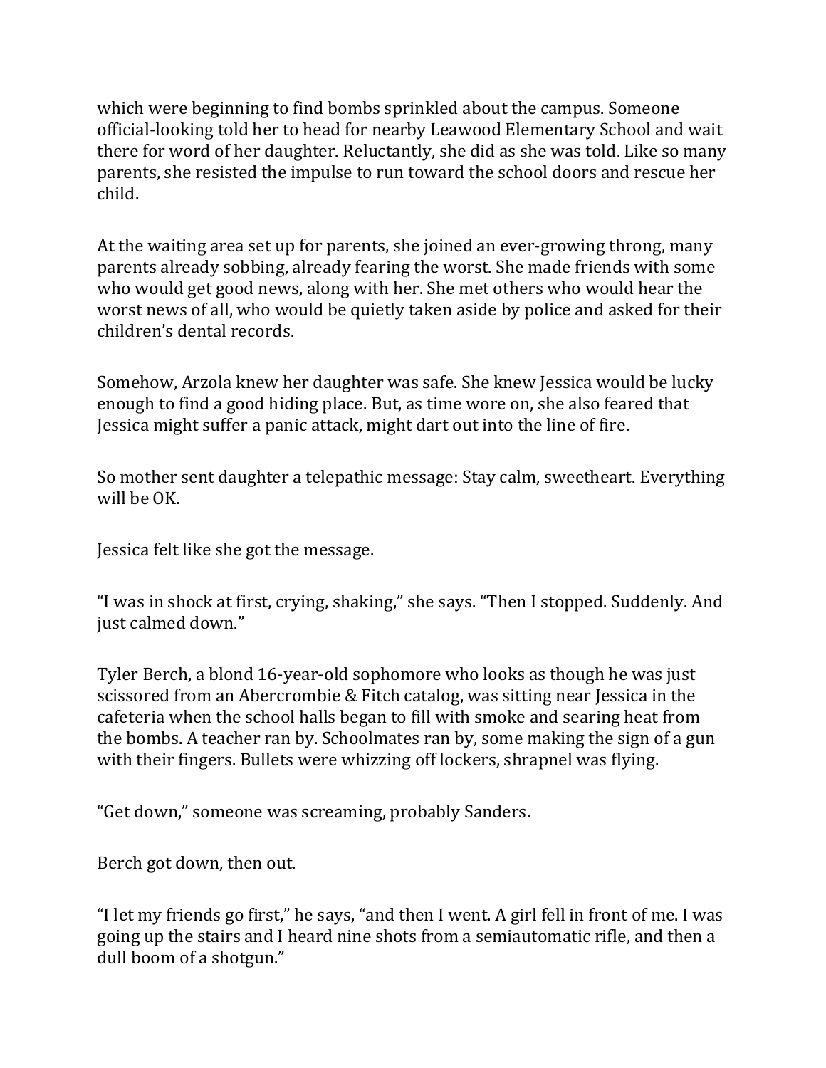which were beginning to find bombs sprinkled about the campus. Someone official-looking told her to head for nearby Leawood Elementary School and wait there for word of her daughter. Reluctantly, she did as she was told. Like so many parents, she resisted the impulse to run toward the school doors and rescue her child.

At the waiting area set up for parents, she joined an ever-growing throng, many parents already sobbing, already fearing the worst. She made friends with some who would get good news, along with her. She met others who would hear the worst news of all, who would be quietly taken aside by police and asked for their children's dental records.

Somehow, Arzola knew her daughter was safe. She knew Jessica would be lucky enough to find a good hiding place. But, as time wore on, she also feared that Jessica might suffer a panic attack, might dart out into the line of fire.

So mother sent daughter a telepathic message: Stay calm, sweetheart. Everything will be OK.

Jessica felt like she got the message.

"I was in shock at first, crying, shaking," she says. "Then I stopped. Suddenly. And just calmed down."

Tyler Berch, a blond 16-year-old sophomore who looks as though he was just scissored from an Abercrombie & Fitch catalog, was sitting near Jessica in the cafeteria when the school halls began to fill with smoke and searing heat from the bombs. A teacher ran by. Schoolmates ran by, some making the sign of a gun with their fingers. Bullets were whizzing off lockers, shrapnel was flying.

"Get down," someone was screaming, probably Sanders.

Berch got down, then out.

"I let my friends go first," he says, "and then I went. A girl fell in front of me. I was going up the stairs and I heard nine shots from a semiautomatic rifle, and then a dull boom of a shotgun."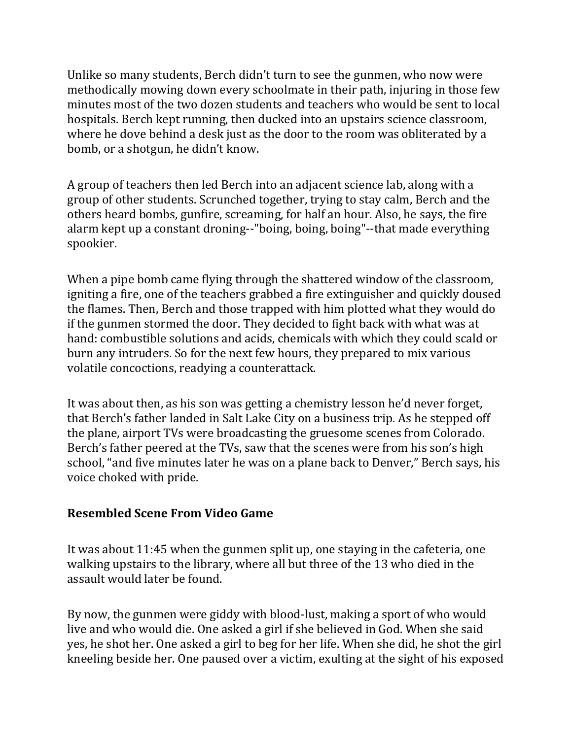Unlike so many students, Berch didn't turn to see the gunmen, who now were methodically mowing down every schoolmate in their path, injuring in those few minutes most of the two dozen students and teachers who would be sent to local hospitals. Berch kept running, then ducked into an upstairs science classroom, where he dove behind a desk just as the door to the room was obliterated by a bomb, or a shotgun, he didn't know.

A group of teachers then led Berch into an adjacent science lab, along with a group of other students. Scrunched together, trying to stay calm, Berch and the others heard bombs, gunfire, screaming, for half an hour. Also, he says, the fire alarm kept up a constant droning--"boing, boing, boing"--that made everything spookier.

When a pipe bomb came flying through the shattered window of the classroom, igniting a fire, one of the teachers grabbed a fire extinguisher and quickly doused the flames. Then, Berch and those trapped with him plotted what they would do if the gunmen stormed the door. They decided to fight back with what was at hand: combustible solutions and acids, chemicals with which they could scald or burn any intruders. So for the next few hours, they prepared to mix various volatile concoctions, readying a counterattack.

It was about then, as his son was getting a chemistry lesson he'd never forget, that Berch's father landed in Salt Lake City on a business trip. As he stepped off the plane, airport TVs were broadcasting the gruesome scenes from Colorado. Berch's father peered at the TVs, saw that the scenes were from his son's high school, "and five minutes later he was on a plane back to Denver," Berch says, his voice choked with pride.

**Resembled Scene From Video Game**

It was about 11:45 when the gunmen split up, one staying in the cafeteria, one walking upstairs to the library, where all but three of the 13 who died in the assault would later be found.

By now, the gunmen were giddy with blood-lust, making a sport of who would live and who would die. One asked a girl if she believed in God. When she said yes, he shot her. One asked a girl to beg for her life. When she did, he shot the girl kneeling beside her. One paused over a victim, exulting at the sight of his exposed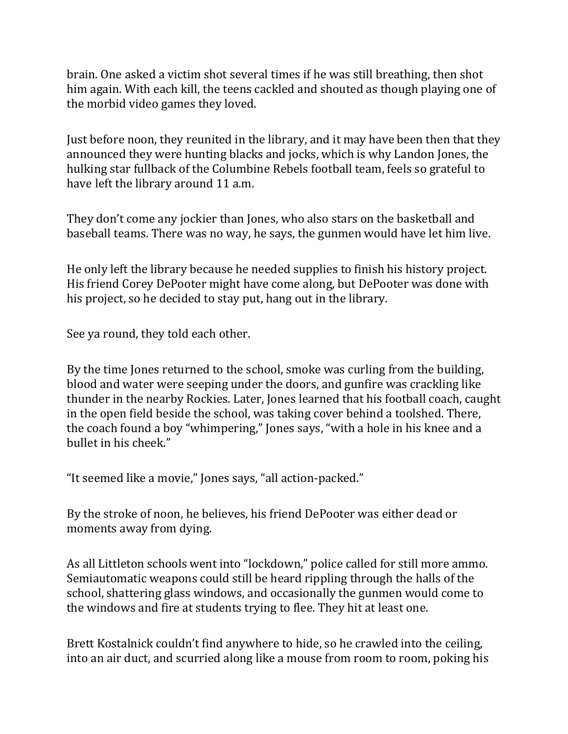brain. One asked a victim shot several times if he was still breathing, then shot him again. With each kill, the teens cackled and shouted as though playing one of the morbid video games they loved.

Just before noon, they reunited in the library, and it may have been then that they announced they were hunting blacks and jocks, which is why Landon Jones, the hulking star fullback of the Columbine Rebels football team, feels so grateful to have left the library around 11 a.m.

They don't come any jockier than Jones, who also stars on the basketball and baseball teams. There was no way, he says, the gunmen would have let him live.

He only left the library because he needed supplies to finish his history project. His friend Corey DePooter might have come along, but DePooter was done with his project, so he decided to stay put, hang out in the library.

See ya round, they told each other.

By the time Jones returned to the school, smoke was curling from the building, blood and water were seeping under the doors, and gunfire was crackling like thunder in the nearby Rockies. Later, Jones learned that his football coach, caught in the open field beside the school, was taking cover behind a toolshed. There, the coach found a boy "whimpering," Jones says, "with a hole in his knee and a bullet in his cheek."

"It seemed like a movie," Jones says, "all action-packed."

By the stroke of noon, he believes, his friend DePooter was either dead or moments away from dying.

As all Littleton schools went into "lockdown," police called for still more ammo. Semiautomatic weapons could still be heard rippling through the halls of the school, shattering glass windows, and occasionally the gunmen would come to the windows and fire at students trying to flee. They hit at least one.

Brett Kostalnick couldn't find anywhere to hide, so he crawled into the ceiling, into an air duct, and scurried along like a mouse from room to room, poking his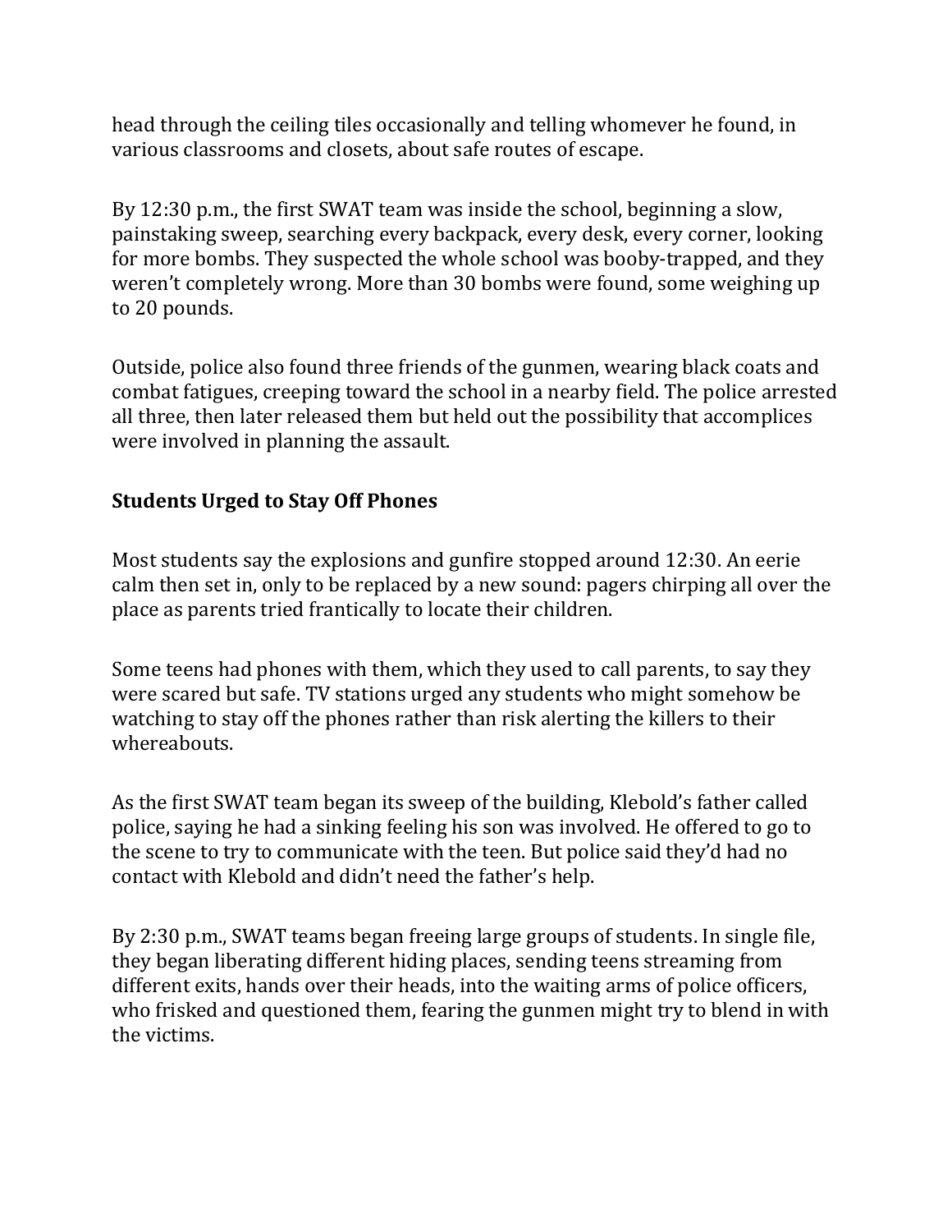head through the ceiling tiles occasionally and telling whomever he found, in various classrooms and closets, about safe routes of escape.

By 12:30 p.m., the first SWAT team was inside the school, beginning a slow, painstaking sweep, searching every backpack, every desk, every corner, looking for more bombs. They suspected the whole school was booby-trapped, and they weren't completely wrong. More than 30 bombs were found, some weighing up to 20 pounds.

Outside, police also found three friends of the gunmen, wearing black coats and combat fatigues, creeping toward the school in a nearby field. The police arrested all three, then later released them but held out the possibility that accomplices were involved in planning the assault.

**Students Urged to Stay Off Phones**

Most students say the explosions and gunfire stopped around 12:30. An eerie calm then set in, only to be replaced by a new sound: pagers chirping all over the place as parents tried frantically to locate their children.

Some teens had phones with them, which they used to call parents, to say they were scared but safe. TV stations urged any students who might somehow be watching to stay off the phones rather than risk alerting the killers to their whereabouts.

As the first SWAT team began its sweep of the building, Klebold's father called police, saying he had a sinking feeling his son was involved. He offered to go to the scene to try to communicate with the teen. But police said they'd had no contact with Klebold and didn't need the father's help.

By 2:30 p.m., SWAT teams began freeing large groups of students. In single file, they began liberating different hiding places, sending teens streaming from different exits, hands over their heads, into the waiting arms of police officers, who frisked and questioned them, fearing the gunmen might try to blend in with the victims.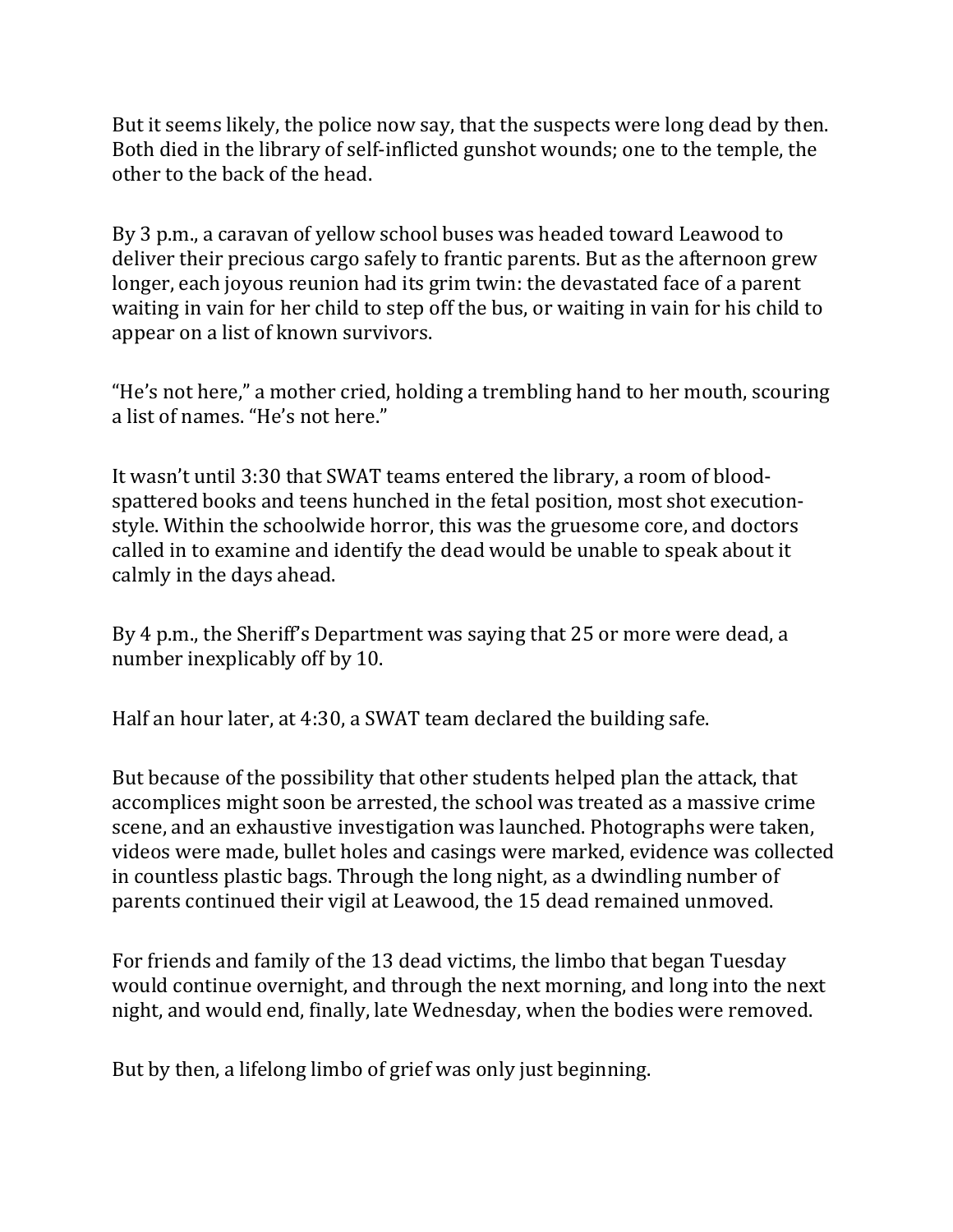But it seems likely, the police now say, that the suspects were long dead by then. Both died in the library of self-inflicted gunshot wounds; one to the temple, the other to the back of the head.

By 3 p.m., a caravan of yellow school buses was headed toward Leawood to deliver their precious cargo safely to frantic parents. But as the afternoon grew longer, each joyous reunion had its grim twin: the devastated face of a parent waiting in vain for her child to step off the bus, or waiting in vain for his child to appear on a list of known survivors.

"He's not here," a mother cried, holding a trembling hand to her mouth, scouring a list of names. "He's not here."

It wasn't until 3:30 that SWAT teams entered the library, a room of blood-spattered books and teens hunched in the fetal position, most shot execution-style. Within the schoolwide horror, this was the gruesome core, and doctors called in to examine and identify the dead would be unable to speak about it calmly in the days ahead.

By 4 p.m., the Sheriff's Department was saying that 25 or more were dead, a number inexplicably off by 10.

Half an hour later, at 4:30, a SWAT team declared the building safe.

But because of the possibility that other students helped plan the attack, that accomplices might soon be arrested, the school was treated as a massive crime scene, and an exhaustive investigation was launched. Photographs were taken, videos were made, bullet holes and casings were marked, evidence was collected in countless plastic bags. Through the long night, as a dwindling number of parents continued their vigil at Leawood, the 15 dead remained unmoved.

For friends and family of the 13 dead victims, the limbo that began Tuesday would continue overnight, and through the next morning, and long into the next night, and would end, finally, late Wednesday, when the bodies were removed.

But by then, a lifelong limbo of grief was only just beginning.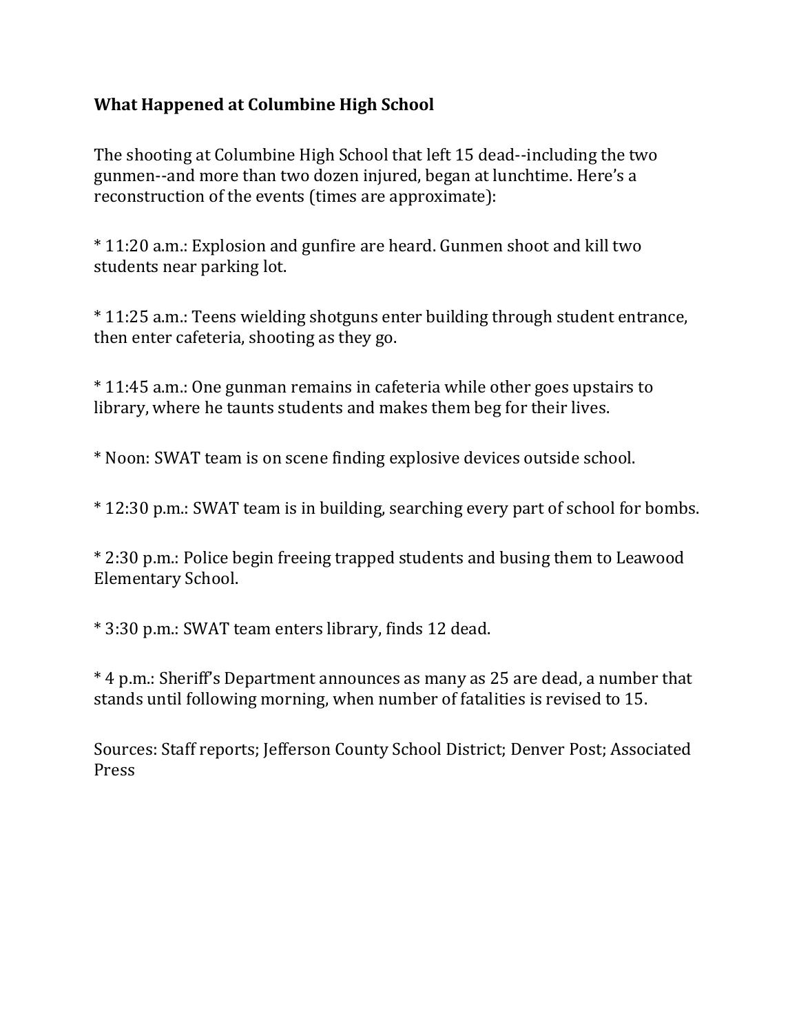**What Happened at Columbine High School**

The shooting at Columbine High School that left 15 dead--including the two gunmen--and more than two dozen injured, began at lunchtime. Here's a reconstruction of the events (times are approximate):

* 11:20 a.m.: Explosion and gunfire are heard. Gunmen shoot and kill two students near parking lot.

* 11:25 a.m.: Teens wielding shotguns enter building through student entrance, then enter cafeteria, shooting as they go.

* 11:45 a.m.: One gunman remains in cafeteria while other goes upstairs to library, where he taunts students and makes them beg for their lives.

* Noon: SWAT team is on scene finding explosive devices outside school.

* 12:30 p.m.: SWAT team is in building, searching every part of school for bombs.

* 2:30 p.m.: Police begin freeing trapped students and busing them to Leawood Elementary School.

* 3:30 p.m.: SWAT team enters library, finds 12 dead.

* 4 p.m.: Sheriff's Department announces as many as 25 are dead, a number that stands until following morning, when number of fatalities is revised to 15.

Sources: Staff reports; Jefferson County School District; Denver Post; Associated Press